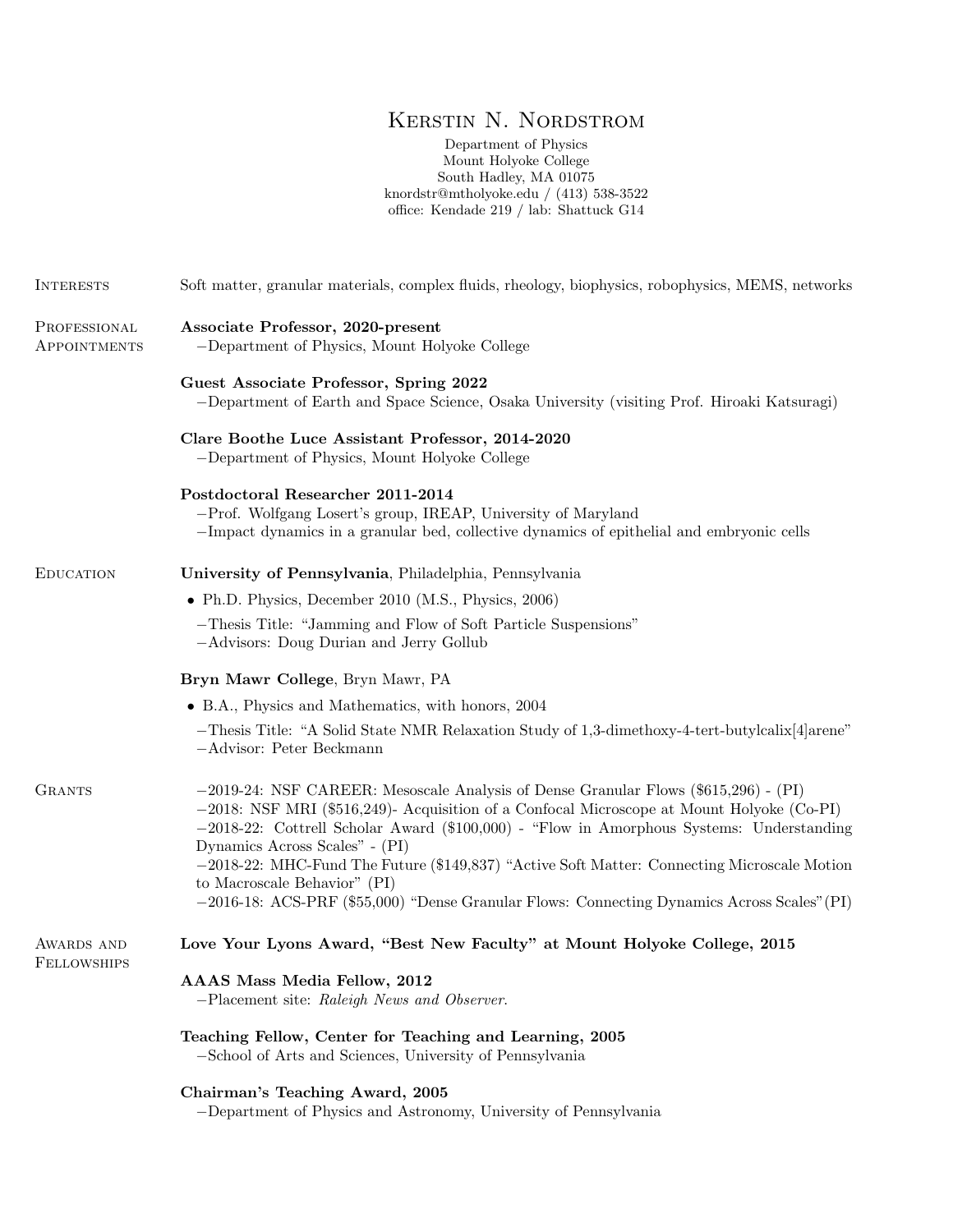# Kerstin N. Nordstrom

Department of Physics
Mount Holyoke College
South Hadley, MA 01075
knordstr@mtholyoke.edu / (413) 538-3522
office: Kendade 219 / lab: Shattuck G14

## Interests

Soft matter, granular materials, complex fluids, rheology, biophysics, robophysics, MEMS, networks

## Professional Appointments

**Associate Professor, 2020-present**
−Department of Physics, Mount Holyoke College

**Guest Associate Professor, Spring 2022**
−Department of Earth and Space Science, Osaka University (visiting Prof. Hiroaki Katsuragi)

**Clare Boothe Luce Assistant Professor, 2014-2020**
−Department of Physics, Mount Holyoke College

**Postdoctoral Researcher 2011-2014**
−Prof. Wolfgang Losert's group, IREAP, University of Maryland
−Impact dynamics in a granular bed, collective dynamics of epithelial and embryonic cells

## Education

**University of Pennsylvania**, Philadelphia, Pennsylvania

- Ph.D. Physics, December 2010 (M.S., Physics, 2006)

−Thesis Title: "Jamming and Flow of Soft Particle Suspensions"
−Advisors: Doug Durian and Jerry Gollub

**Bryn Mawr College**, Bryn Mawr, PA

- B.A., Physics and Mathematics, with honors, 2004

−Thesis Title: "A Solid State NMR Relaxation Study of 1,3-dimethoxy-4-tert-butylcalix[4]arene"
−Advisor: Peter Beckmann

## Grants

−2019-24: NSF CAREER: Mesoscale Analysis of Dense Granular Flows ($615,296) - (PI)
−2018: NSF MRI ($516,249)- Acquisition of a Confocal Microscope at Mount Holyoke (Co-PI)
−2018-22: Cottrell Scholar Award ($100,000) - "Flow in Amorphous Systems: Understanding Dynamics Across Scales" - (PI)
−2018-22: MHC-Fund The Future ($149,837) "Active Soft Matter: Connecting Microscale Motion to Macroscale Behavior" (PI)
−2016-18: ACS-PRF ($55,000) "Dense Granular Flows: Connecting Dynamics Across Scales"(PI)

## Awards and Fellowships

**Love Your Lyons Award, "Best New Faculty" at Mount Holyoke College, 2015**

**AAAS Mass Media Fellow, 2012**
−Placement site: *Raleigh News and Observer*.

**Teaching Fellow, Center for Teaching and Learning, 2005**
−School of Arts and Sciences, University of Pennsylvania

**Chairman's Teaching Award, 2005**
−Department of Physics and Astronomy, University of Pennsylvania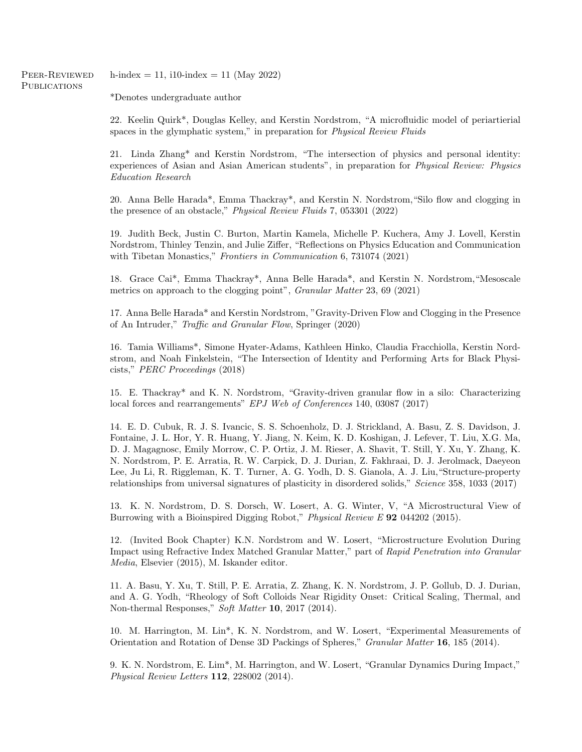## Peer-Reviewed Publications

h-index = 11, i10-index = 11 (May 2022)

*Denotes undergraduate author

22. Keelin Quirk*, Douglas Kelley, and Kerstin Nordstrom, "A microfluidic model of periartierial spaces in the glymphatic system," in preparation for *Physical Review Fluids*

21. Linda Zhang* and Kerstin Nordstrom, "The intersection of physics and personal identity: experiences of Asian and Asian American students", in preparation for *Physical Review: Physics Education Research*

20. Anna Belle Harada*, Emma Thackray*, and Kerstin N. Nordstrom,"Silo flow and clogging in the presence of an obstacle," *Physical Review Fluids* 7, 053301 (2022)

19. Judith Beck, Justin C. Burton, Martin Kamela, Michelle P. Kuchera, Amy J. Lovell, Kerstin Nordstrom, Thinley Tenzin, and Julie Ziffer, "Reflections on Physics Education and Communication with Tibetan Monastics," *Frontiers in Communication* 6, 731074 (2021)

18. Grace Cai*, Emma Thackray*, Anna Belle Harada*, and Kerstin N. Nordstrom,"Mesoscale metrics on approach to the clogging point", *Granular Matter* 23, 69 (2021)

17. Anna Belle Harada* and Kerstin Nordstrom, "Gravity-Driven Flow and Clogging in the Presence of An Intruder," *Traffic and Granular Flow*, Springer (2020)

16. Tamia Williams*, Simone Hyater-Adams, Kathleen Hinko, Claudia Fracchiolla, Kerstin Nordstrom, and Noah Finkelstein, "The Intersection of Identity and Performing Arts for Black Physicists," *PERC Proceedings* (2018)

15. E. Thackray* and K. N. Nordstrom, "Gravity-driven granular flow in a silo: Characterizing local forces and rearrangements" *EPJ Web of Conferences* 140, 03087 (2017)

14. E. D. Cubuk, R. J. S. Ivancic, S. S. Schoenholz, D. J. Strickland, A. Basu, Z. S. Davidson, J. Fontaine, J. L. Hor, Y. R. Huang, Y. Jiang, N. Keim, K. D. Koshigan, J. Lefever, T. Liu, X.G. Ma, D. J. Magagnosc, Emily Morrow, C. P. Ortiz, J. M. Rieser, A. Shavit, T. Still, Y. Xu, Y. Zhang, K. N. Nordstrom, P. E. Arratia, R. W. Carpick, D. J. Durian, Z. Fakhraai, D. J. Jerolmack, Daeyeon Lee, Ju Li, R. Riggleman, K. T. Turner, A. G. Yodh, D. S. Gianola, A. J. Liu,"Structure-property relationships from universal signatures of plasticity in disordered solids," *Science* 358, 1033 (2017)

13. K. N. Nordstrom, D. S. Dorsch, W. Losert, A. G. Winter, V, "A Microstructural View of Burrowing with a Bioinspired Digging Robot," *Physical Review E* **92** 044202 (2015).

12. (Invited Book Chapter) K.N. Nordstrom and W. Losert, "Microstructure Evolution During Impact using Refractive Index Matched Granular Matter," part of *Rapid Penetration into Granular Media*, Elsevier (2015), M. Iskander editor.

11. A. Basu, Y. Xu, T. Still, P. E. Arratia, Z. Zhang, K. N. Nordstrom, J. P. Gollub, D. J. Durian, and A. G. Yodh, "Rheology of Soft Colloids Near Rigidity Onset: Critical Scaling, Thermal, and Non-thermal Responses," *Soft Matter* **10**, 2017 (2014).

10. M. Harrington, M. Lin*, K. N. Nordstrom, and W. Losert, "Experimental Measurements of Orientation and Rotation of Dense 3D Packings of Spheres," *Granular Matter* **16**, 185 (2014).

9. K. N. Nordstrom, E. Lim*, M. Harrington, and W. Losert, "Granular Dynamics During Impact," *Physical Review Letters* **112**, 228002 (2014).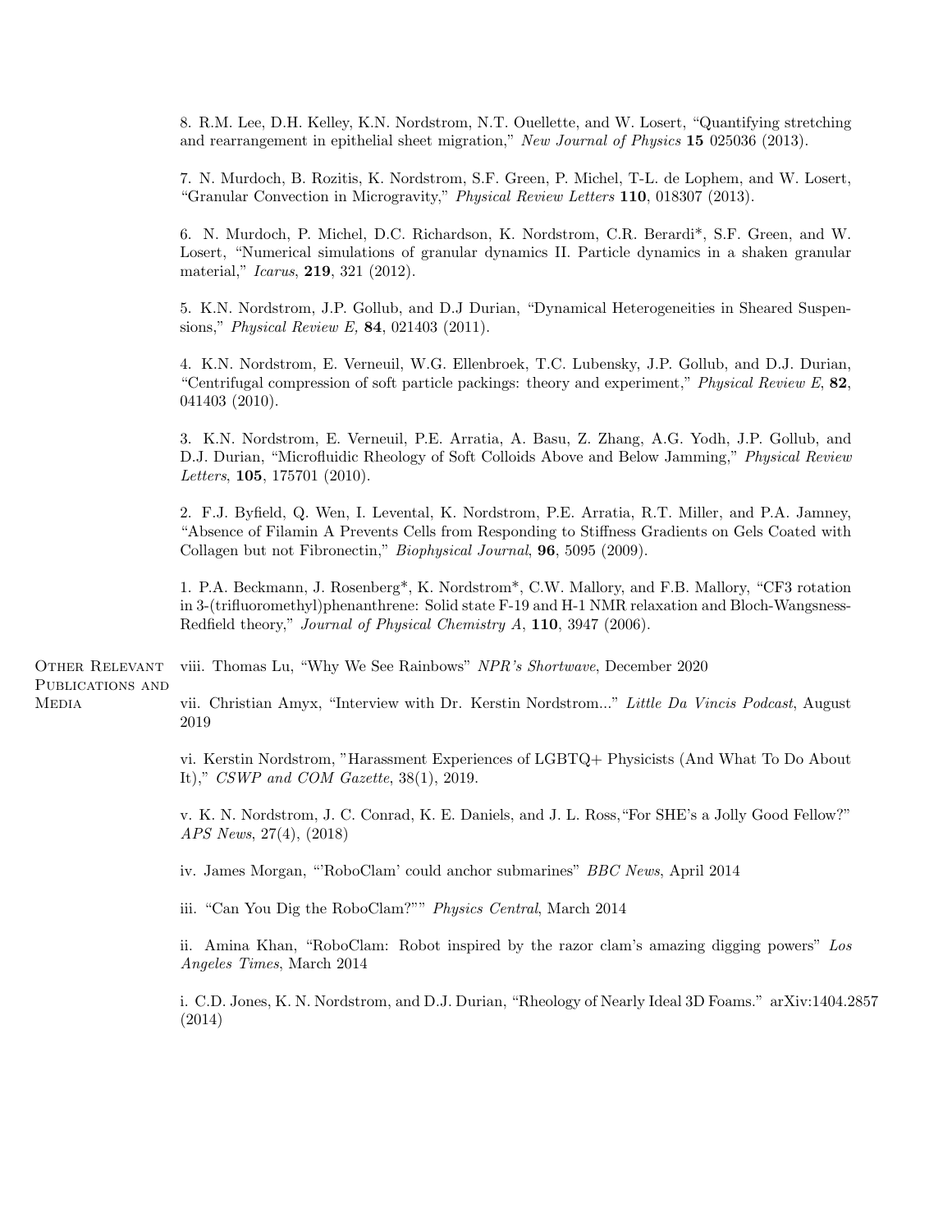8. R.M. Lee, D.H. Kelley, K.N. Nordstrom, N.T. Ouellette, and W. Losert, "Quantifying stretching and rearrangement in epithelial sheet migration," *New Journal of Physics* **15** 025036 (2013).

7. N. Murdoch, B. Rozitis, K. Nordstrom, S.F. Green, P. Michel, T-L. de Lophem, and W. Losert, "Granular Convection in Microgravity," *Physical Review Letters* **110**, 018307 (2013).

6. N. Murdoch, P. Michel, D.C. Richardson, K. Nordstrom, C.R. Berardi*, S.F. Green, and W. Losert, "Numerical simulations of granular dynamics II. Particle dynamics in a shaken granular material," *Icarus*, **219**, 321 (2012).

5. K.N. Nordstrom, J.P. Gollub, and D.J Durian, "Dynamical Heterogeneities in Sheared Suspensions," *Physical Review E,* **84**, 021403 (2011).

4. K.N. Nordstrom, E. Verneuil, W.G. Ellenbroek, T.C. Lubensky, J.P. Gollub, and D.J. Durian, "Centrifugal compression of soft particle packings: theory and experiment," *Physical Review E*, **82**, 041403 (2010).

3. K.N. Nordstrom, E. Verneuil, P.E. Arratia, A. Basu, Z. Zhang, A.G. Yodh, J.P. Gollub, and D.J. Durian, "Microfluidic Rheology of Soft Colloids Above and Below Jamming," *Physical Review Letters*, **105**, 175701 (2010).

2. F.J. Byfield, Q. Wen, I. Levental, K. Nordstrom, P.E. Arratia, R.T. Miller, and P.A. Jamney, "Absence of Filamin A Prevents Cells from Responding to Stiffness Gradients on Gels Coated with Collagen but not Fibronectin," *Biophysical Journal*, **96**, 5095 (2009).

1. P.A. Beckmann, J. Rosenberg*, K. Nordstrom*, C.W. Mallory, and F.B. Mallory, "CF3 rotation in 3-(trifluoromethyl)phenanthrene: Solid state F-19 and H-1 NMR relaxation and Bloch-Wangsness-Redfield theory," *Journal of Physical Chemistry A*, **110**, 3947 (2006).

## Other Relevant Publications and Media

viii. Thomas Lu, "Why We See Rainbows" *NPR's Shortwave*, December 2020

vii. Christian Amyx, "Interview with Dr. Kerstin Nordstrom..." *Little Da Vincis Podcast*, August 2019

vi. Kerstin Nordstrom, "Harassment Experiences of LGBTQ+ Physicists (And What To Do About It)," *CSWP and COM Gazette*, 38(1), 2019.

v. K. N. Nordstrom, J. C. Conrad, K. E. Daniels, and J. L. Ross,"For SHE's a Jolly Good Fellow?" *APS News*, 27(4), (2018)

iv. James Morgan, "'RoboClam' could anchor submarines" *BBC News*, April 2014

iii. "Can You Dig the RoboClam?"" *Physics Central*, March 2014

ii. Amina Khan, "RoboClam: Robot inspired by the razor clam's amazing digging powers" *Los Angeles Times*, March 2014

i. C.D. Jones, K. N. Nordstrom, and D.J. Durian, "Rheology of Nearly Ideal 3D Foams." arXiv:1404.2857 (2014)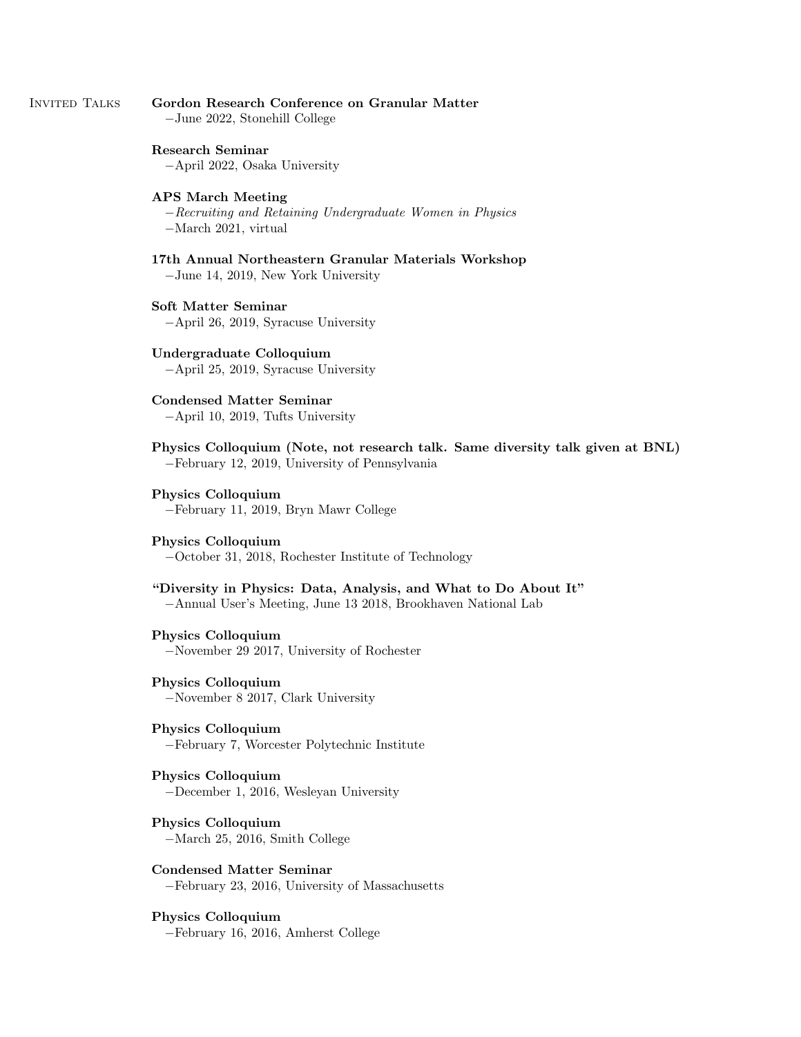## Invited Talks

**Gordon Research Conference on Granular Matter**
−June 2022, Stonehill College

**Research Seminar**
−April 2022, Osaka University

**APS March Meeting**
−*Recruiting and Retaining Undergraduate Women in Physics*
−March 2021, virtual

**17th Annual Northeastern Granular Materials Workshop**
−June 14, 2019, New York University

**Soft Matter Seminar**
−April 26, 2019, Syracuse University

**Undergraduate Colloquium**
−April 25, 2019, Syracuse University

**Condensed Matter Seminar**
−April 10, 2019, Tufts University

**Physics Colloquium (Note, not research talk. Same diversity talk given at BNL)**
−February 12, 2019, University of Pennsylvania

**Physics Colloquium**
−February 11, 2019, Bryn Mawr College

**Physics Colloquium**
−October 31, 2018, Rochester Institute of Technology

**"Diversity in Physics: Data, Analysis, and What to Do About It"**
−Annual User's Meeting, June 13 2018, Brookhaven National Lab

**Physics Colloquium**
−November 29 2017, University of Rochester

**Physics Colloquium**
−November 8 2017, Clark University

**Physics Colloquium**
−February 7, Worcester Polytechnic Institute

**Physics Colloquium**
−December 1, 2016, Wesleyan University

**Physics Colloquium**
−March 25, 2016, Smith College

**Condensed Matter Seminar**
−February 23, 2016, University of Massachusetts

**Physics Colloquium**
−February 16, 2016, Amherst College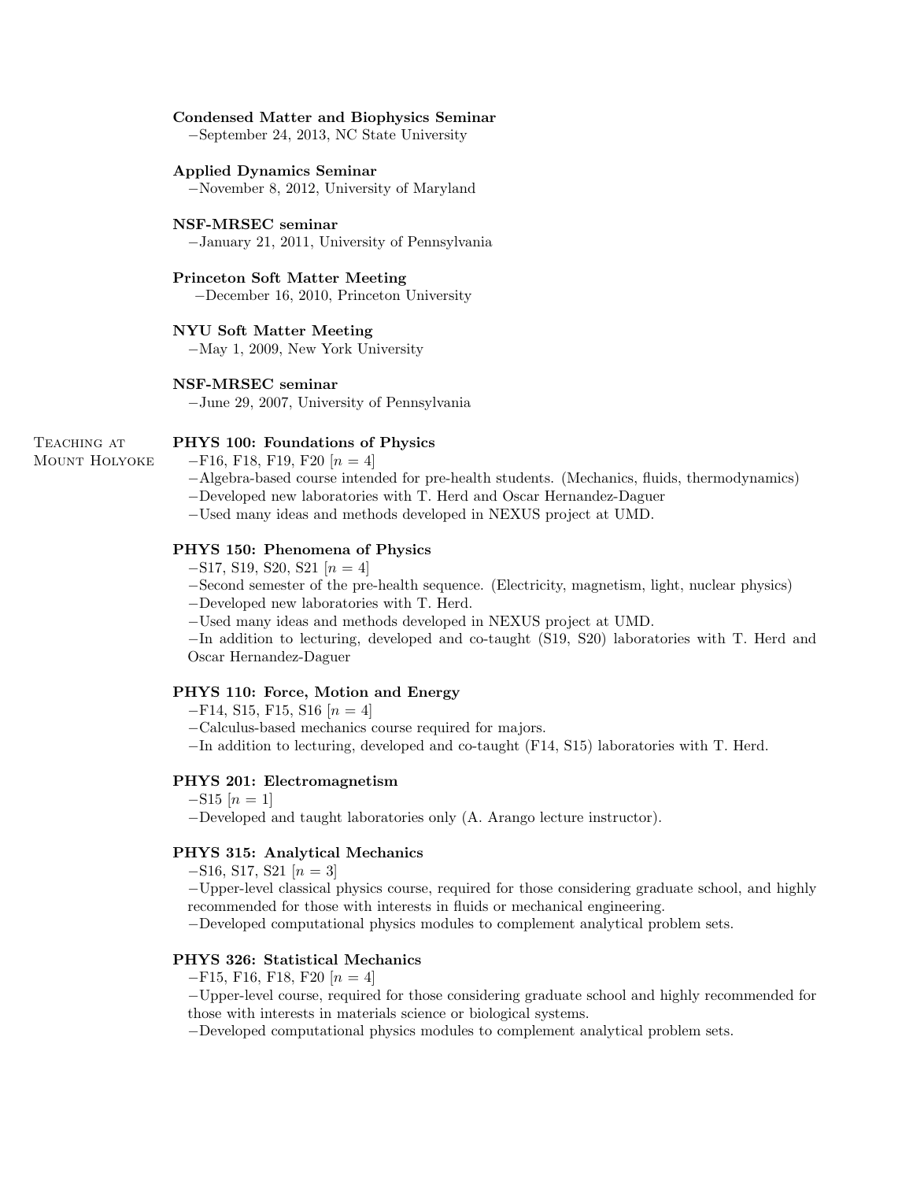**Condensed Matter and Biophysics Seminar**
−September 24, 2013, NC State University

**Applied Dynamics Seminar**
−November 8, 2012, University of Maryland

**NSF-MRSEC seminar**
−January 21, 2011, University of Pennsylvania

**Princeton Soft Matter Meeting**
−December 16, 2010, Princeton University

**NYU Soft Matter Meeting**
−May 1, 2009, New York University

**NSF-MRSEC seminar**
−June 29, 2007, University of Pennsylvania

## Teaching at Mount Holyoke

**PHYS 100: Foundations of Physics**
−F16, F18, F19, F20 [$n = 4$]
−Algebra-based course intended for pre-health students. (Mechanics, fluids, thermodynamics)
−Developed new laboratories with T. Herd and Oscar Hernandez-Daguer
−Used many ideas and methods developed in NEXUS project at UMD.

**PHYS 150: Phenomena of Physics**
−S17, S19, S20, S21 [$n = 4$]
−Second semester of the pre-health sequence. (Electricity, magnetism, light, nuclear physics)
−Developed new laboratories with T. Herd.
−Used many ideas and methods developed in NEXUS project at UMD.
−In addition to lecturing, developed and co-taught (S19, S20) laboratories with T. Herd and Oscar Hernandez-Daguer

**PHYS 110: Force, Motion and Energy**
−F14, S15, F15, S16 [$n = 4$]
−Calculus-based mechanics course required for majors.
−In addition to lecturing, developed and co-taught (F14, S15) laboratories with T. Herd.

**PHYS 201: Electromagnetism**
−S15 [$n = 1$]
−Developed and taught laboratories only (A. Arango lecture instructor).

**PHYS 315: Analytical Mechanics**
−S16, S17, S21 [$n = 3$]
−Upper-level classical physics course, required for those considering graduate school, and highly recommended for those with interests in fluids or mechanical engineering.
−Developed computational physics modules to complement analytical problem sets.

**PHYS 326: Statistical Mechanics**
−F15, F16, F18, F20 [$n = 4$]
−Upper-level course, required for those considering graduate school and highly recommended for those with interests in materials science or biological systems.
−Developed computational physics modules to complement analytical problem sets.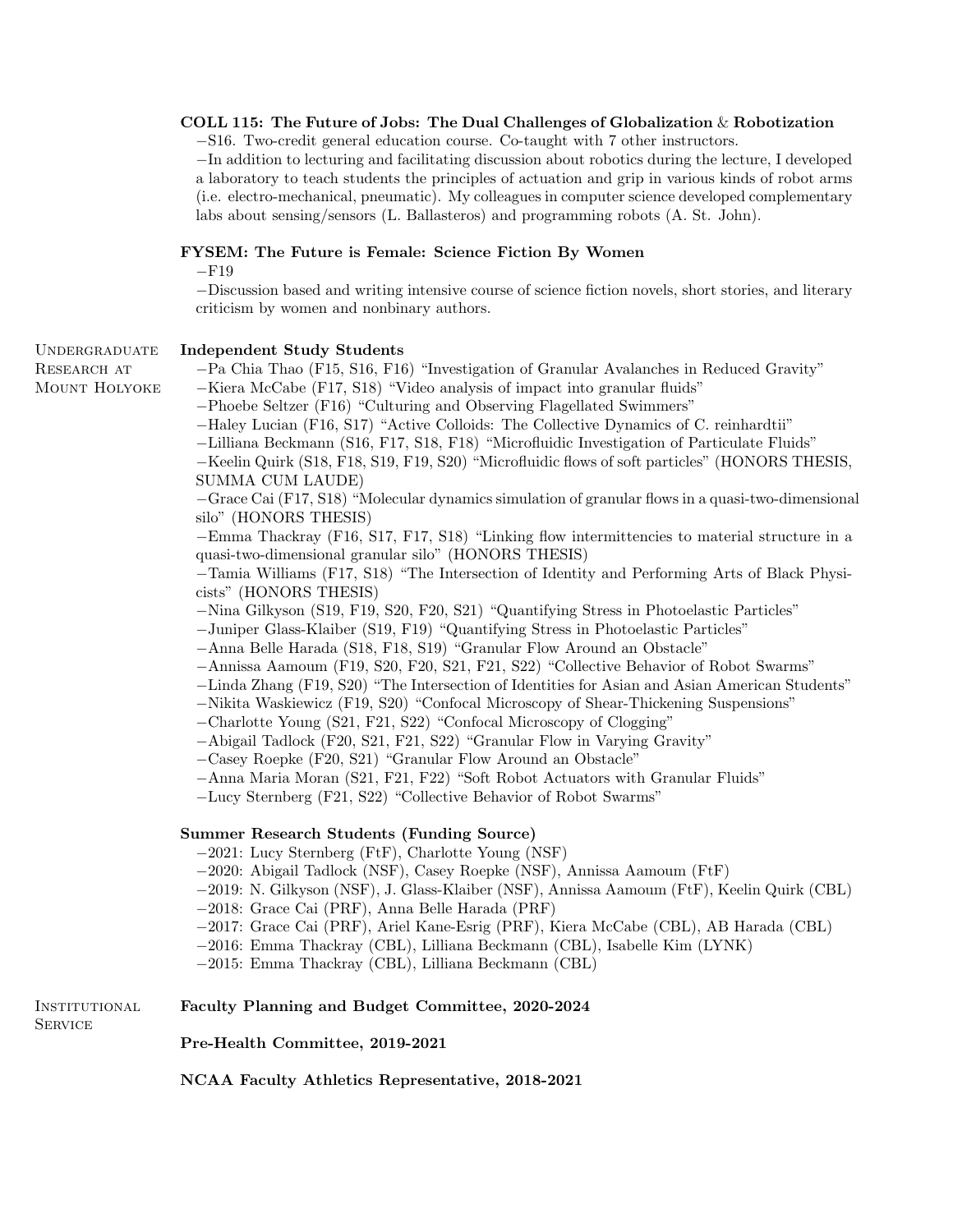**COLL 115: The Future of Jobs: The Dual Challenges of Globalization & Robotization**

−S16. Two-credit general education course. Co-taught with 7 other instructors.

−In addition to lecturing and facilitating discussion about robotics during the lecture, I developed a laboratory to teach students the principles of actuation and grip in various kinds of robot arms (i.e. electro-mechanical, pneumatic). My colleagues in computer science developed complementary labs about sensing/sensors (L. Ballasteros) and programming robots (A. St. John).

**FYSEM: The Future is Female: Science Fiction By Women**

−F19

−Discussion based and writing intensive course of science fiction novels, short stories, and literary criticism by women and nonbinary authors.

## Undergraduate Research at Mount Holyoke

**Independent Study Students**

−Pa Chia Thao (F15, S16, F16) "Investigation of Granular Avalanches in Reduced Gravity"
−Kiera McCabe (F17, S18) "Video analysis of impact into granular fluids"
−Phoebe Seltzer (F16) "Culturing and Observing Flagellated Swimmers"
−Haley Lucian (F16, S17) "Active Colloids: The Collective Dynamics of C. reinhardtii"
−Lilliana Beckmann (S16, F17, S18, F18) "Microfluidic Investigation of Particulate Fluids"
−Keelin Quirk (S18, F18, S19, F19, S20) "Microfluidic flows of soft particles" (HONORS THESIS, SUMMA CUM LAUDE)
−Grace Cai (F17, S18) "Molecular dynamics simulation of granular flows in a quasi-two-dimensional silo" (HONORS THESIS)
−Emma Thackray (F16, S17, F17, S18) "Linking flow intermittencies to material structure in a quasi-two-dimensional granular silo" (HONORS THESIS)
−Tamia Williams (F17, S18) "The Intersection of Identity and Performing Arts of Black Physicists" (HONORS THESIS)
−Nina Gilkyson (S19, F19, S20, F20, S21) "Quantifying Stress in Photoelastic Particles"
−Juniper Glass-Klaiber (S19, F19) "Quantifying Stress in Photoelastic Particles"
−Anna Belle Harada (S18, F18, S19) "Granular Flow Around an Obstacle"
−Annissa Aamoum (F19, S20, F20, S21, F21, S22) "Collective Behavior of Robot Swarms"
−Linda Zhang (F19, S20) "The Intersection of Identities for Asian and Asian American Students"
−Nikita Waskiewicz (F19, S20) "Confocal Microscopy of Shear-Thickening Suspensions"
−Charlotte Young (S21, F21, S22) "Confocal Microscopy of Clogging"
−Abigail Tadlock (F20, S21, F21, S22) "Granular Flow in Varying Gravity"
−Casey Roepke (F20, S21) "Granular Flow Around an Obstacle"
−Anna Maria Moran (S21, F21, F22) "Soft Robot Actuators with Granular Fluids"
−Lucy Sternberg (F21, S22) "Collective Behavior of Robot Swarms"

**Summer Research Students (Funding Source)**

−2021: Lucy Sternberg (FtF), Charlotte Young (NSF)
−2020: Abigail Tadlock (NSF), Casey Roepke (NSF), Annissa Aamoum (FtF)
−2019: N. Gilkyson (NSF), J. Glass-Klaiber (NSF), Annissa Aamoum (FtF), Keelin Quirk (CBL)
−2018: Grace Cai (PRF), Anna Belle Harada (PRF)
−2017: Grace Cai (PRF), Ariel Kane-Esrig (PRF), Kiera McCabe (CBL), AB Harada (CBL)
−2016: Emma Thackray (CBL), Lilliana Beckmann (CBL), Isabelle Kim (LYNK)
−2015: Emma Thackray (CBL), Lilliana Beckmann (CBL)

## Institutional Service

**Faculty Planning and Budget Committee, 2020-2024**

**Pre-Health Committee, 2019-2021**

**NCAA Faculty Athletics Representative, 2018-2021**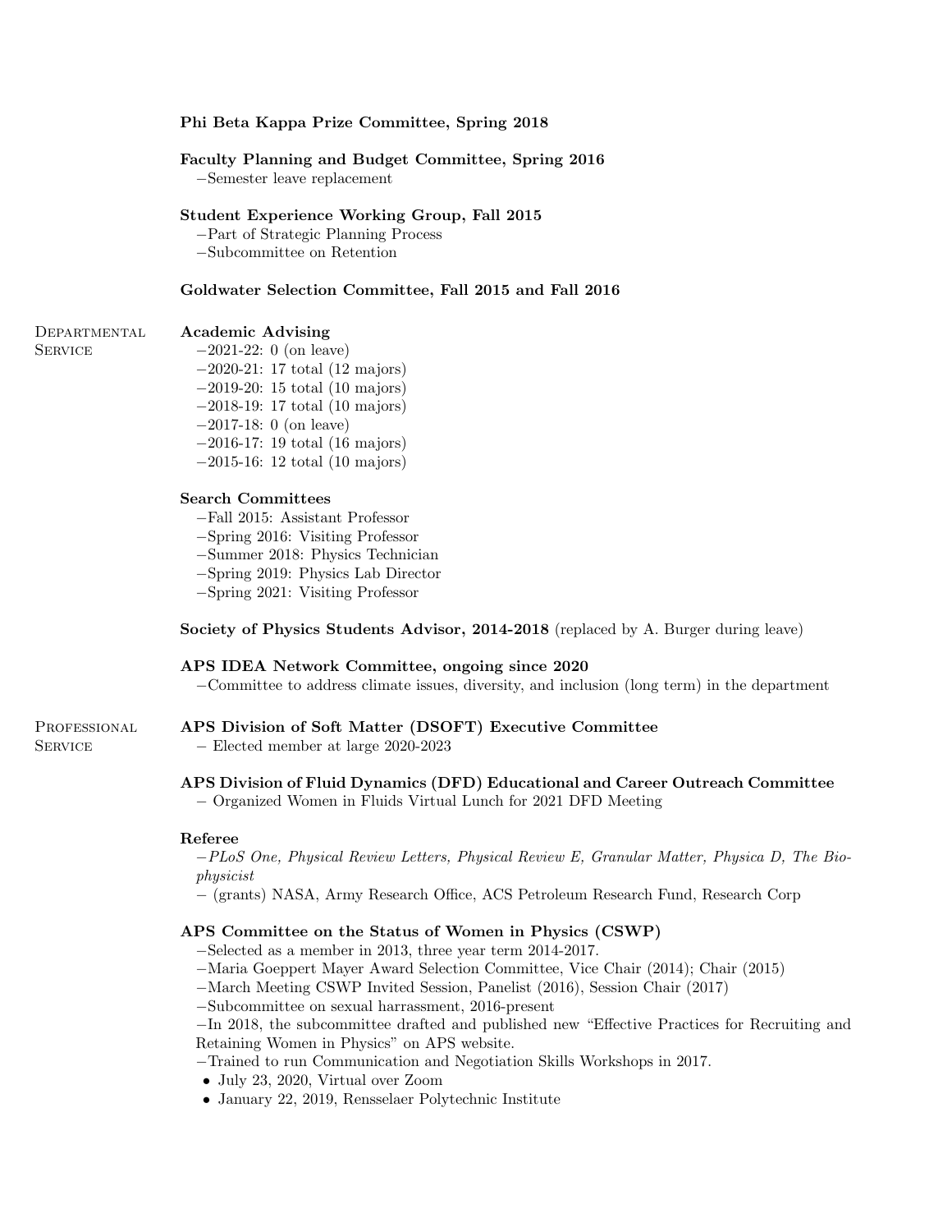**Phi Beta Kappa Prize Committee, Spring 2018**

**Faculty Planning and Budget Committee, Spring 2016**
−Semester leave replacement

**Student Experience Working Group, Fall 2015**
−Part of Strategic Planning Process
−Subcommittee on Retention

**Goldwater Selection Committee, Fall 2015 and Fall 2016**

## Departmental Service

**Academic Advising**
−2021-22: 0 (on leave)
−2020-21: 17 total (12 majors)
−2019-20: 15 total (10 majors)
−2018-19: 17 total (10 majors)
−2017-18: 0 (on leave)
−2016-17: 19 total (16 majors)
−2015-16: 12 total (10 majors)

**Search Committees**
−Fall 2015: Assistant Professor
−Spring 2016: Visiting Professor
−Summer 2018: Physics Technician
−Spring 2019: Physics Lab Director
−Spring 2021: Visiting Professor

**Society of Physics Students Advisor, 2014-2018** (replaced by A. Burger during leave)

**APS IDEA Network Committee, ongoing since 2020**
−Committee to address climate issues, diversity, and inclusion (long term) in the department

## Professional Service

**APS Division of Soft Matter (DSOFT) Executive Committee**
− Elected member at large 2020-2023

**APS Division of Fluid Dynamics (DFD) Educational and Career Outreach Committee**
− Organized Women in Fluids Virtual Lunch for 2021 DFD Meeting

**Referee**
−*PLoS One, Physical Review Letters, Physical Review E, Granular Matter, Physica D, The Biophysicist*
− (grants) NASA, Army Research Office, ACS Petroleum Research Fund, Research Corp

**APS Committee on the Status of Women in Physics (CSWP)**
−Selected as a member in 2013, three year term 2014-2017.
−Maria Goeppert Mayer Award Selection Committee, Vice Chair (2014); Chair (2015)
−March Meeting CSWP Invited Session, Panelist (2016), Session Chair (2017)
−Subcommittee on sexual harrassment, 2016-present
−In 2018, the subcommittee drafted and published new "Effective Practices for Recruiting and Retaining Women in Physics" on APS website.
−Trained to run Communication and Negotiation Skills Workshops in 2017.

- July 23, 2020, Virtual over Zoom
- January 22, 2019, Rensselaer Polytechnic Institute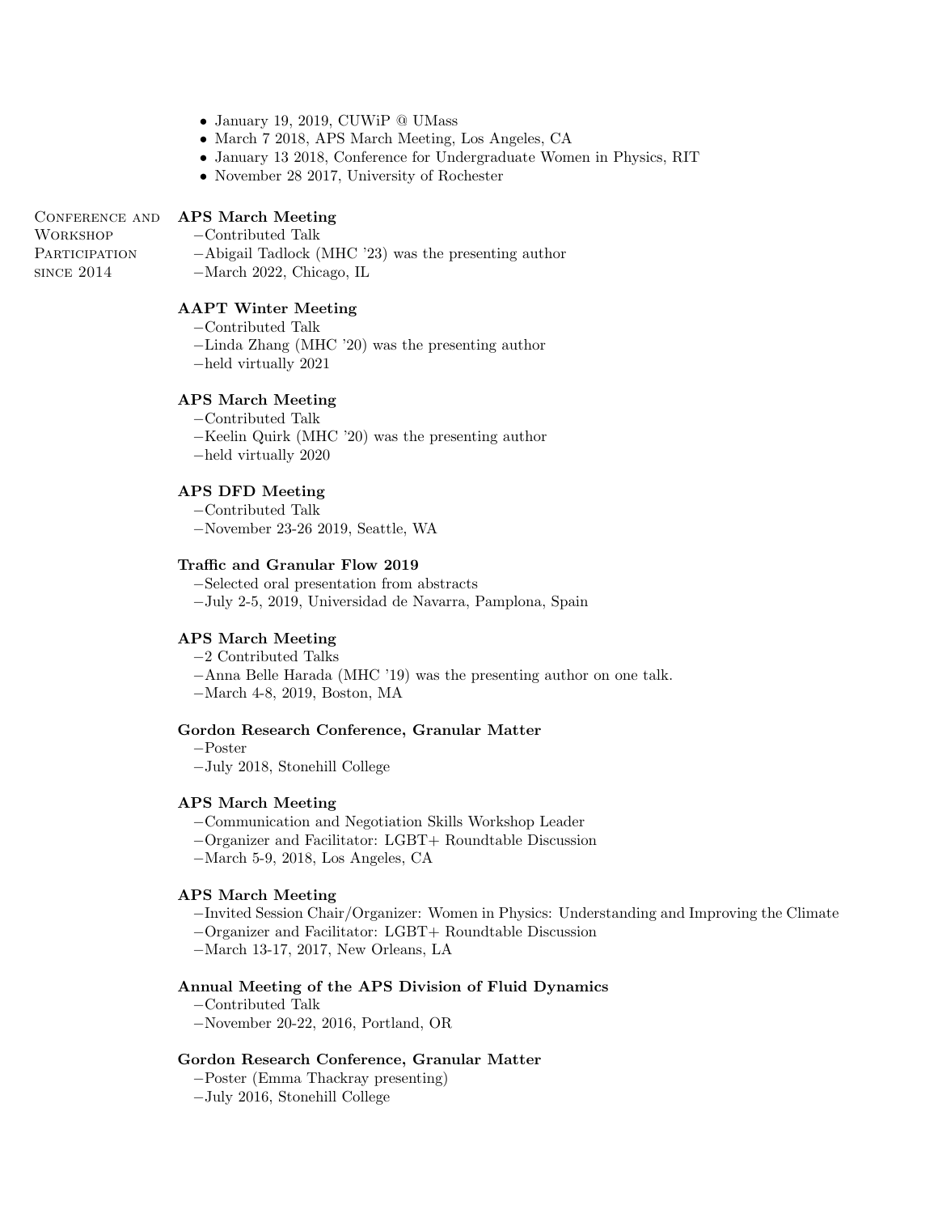- January 19, 2019, CUWiP @ UMass
- March 7 2018, APS March Meeting, Los Angeles, CA
- January 13 2018, Conference for Undergraduate Women in Physics, RIT
- November 28 2017, University of Rochester

## Conference and Workshop Participation since 2014

**APS March Meeting**
−Contributed Talk
−Abigail Tadlock (MHC '23) was the presenting author
−March 2022, Chicago, IL

**AAPT Winter Meeting**
−Contributed Talk
−Linda Zhang (MHC '20) was the presenting author
−held virtually 2021

**APS March Meeting**
−Contributed Talk
−Keelin Quirk (MHC '20) was the presenting author
−held virtually 2020

**APS DFD Meeting**
−Contributed Talk
−November 23-26 2019, Seattle, WA

**Traffic and Granular Flow 2019**
−Selected oral presentation from abstracts
−July 2-5, 2019, Universidad de Navarra, Pamplona, Spain

**APS March Meeting**
−2 Contributed Talks
−Anna Belle Harada (MHC '19) was the presenting author on one talk.
−March 4-8, 2019, Boston, MA

**Gordon Research Conference, Granular Matter**
−Poster
−July 2018, Stonehill College

**APS March Meeting**
−Communication and Negotiation Skills Workshop Leader
−Organizer and Facilitator: LGBT+ Roundtable Discussion
−March 5-9, 2018, Los Angeles, CA

**APS March Meeting**
−Invited Session Chair/Organizer: Women in Physics: Understanding and Improving the Climate
−Organizer and Facilitator: LGBT+ Roundtable Discussion
−March 13-17, 2017, New Orleans, LA

**Annual Meeting of the APS Division of Fluid Dynamics**
−Contributed Talk
−November 20-22, 2016, Portland, OR

**Gordon Research Conference, Granular Matter**
−Poster (Emma Thackray presenting)
−July 2016, Stonehill College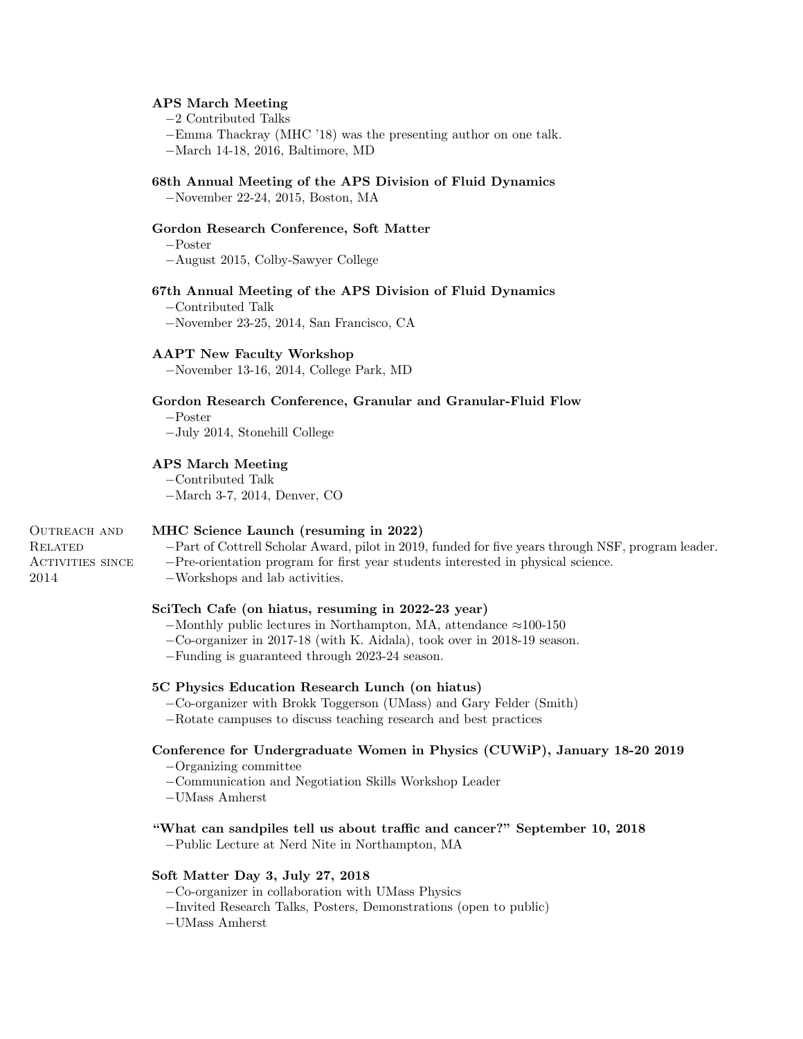**APS March Meeting**

- 2 Contributed Talks
- Emma Thackray (MHC '18) was the presenting author on one talk.
- March 14-18, 2016, Baltimore, MD

**68th Annual Meeting of the APS Division of Fluid Dynamics**

- November 22-24, 2015, Boston, MA

**Gordon Research Conference, Soft Matter**

- Poster
- August 2015, Colby-Sawyer College

**67th Annual Meeting of the APS Division of Fluid Dynamics**

- Contributed Talk
- November 23-25, 2014, San Francisco, CA

**AAPT New Faculty Workshop**

- November 13-16, 2014, College Park, MD

**Gordon Research Conference, Granular and Granular-Fluid Flow**

- Poster
- July 2014, Stonehill College

**APS March Meeting**

- Contributed Talk
- March 3-7, 2014, Denver, CO

## Outreach and Related Activities since 2014

**MHC Science Launch (resuming in 2022)**

- Part of Cottrell Scholar Award, pilot in 2019, funded for five years through NSF, program leader.
- Pre-orientation program for first year students interested in physical science.
- Workshops and lab activities.

**SciTech Cafe (on hiatus, resuming in 2022-23 year)**

- Monthly public lectures in Northampton, MA, attendance ≈100-150
- Co-organizer in 2017-18 (with K. Aidala), took over in 2018-19 season.
- Funding is guaranteed through 2023-24 season.

**5C Physics Education Research Lunch (on hiatus)**

- Co-organizer with Brokk Toggerson (UMass) and Gary Felder (Smith)
- Rotate campuses to discuss teaching research and best practices

**Conference for Undergraduate Women in Physics (CUWiP), January 18-20 2019**

- Organizing committee
- Communication and Negotiation Skills Workshop Leader
- UMass Amherst

**"What can sandpiles tell us about traffic and cancer?" September 10, 2018**

- Public Lecture at Nerd Nite in Northampton, MA

**Soft Matter Day 3, July 27, 2018**

- Co-organizer in collaboration with UMass Physics
- Invited Research Talks, Posters, Demonstrations (open to public)
- UMass Amherst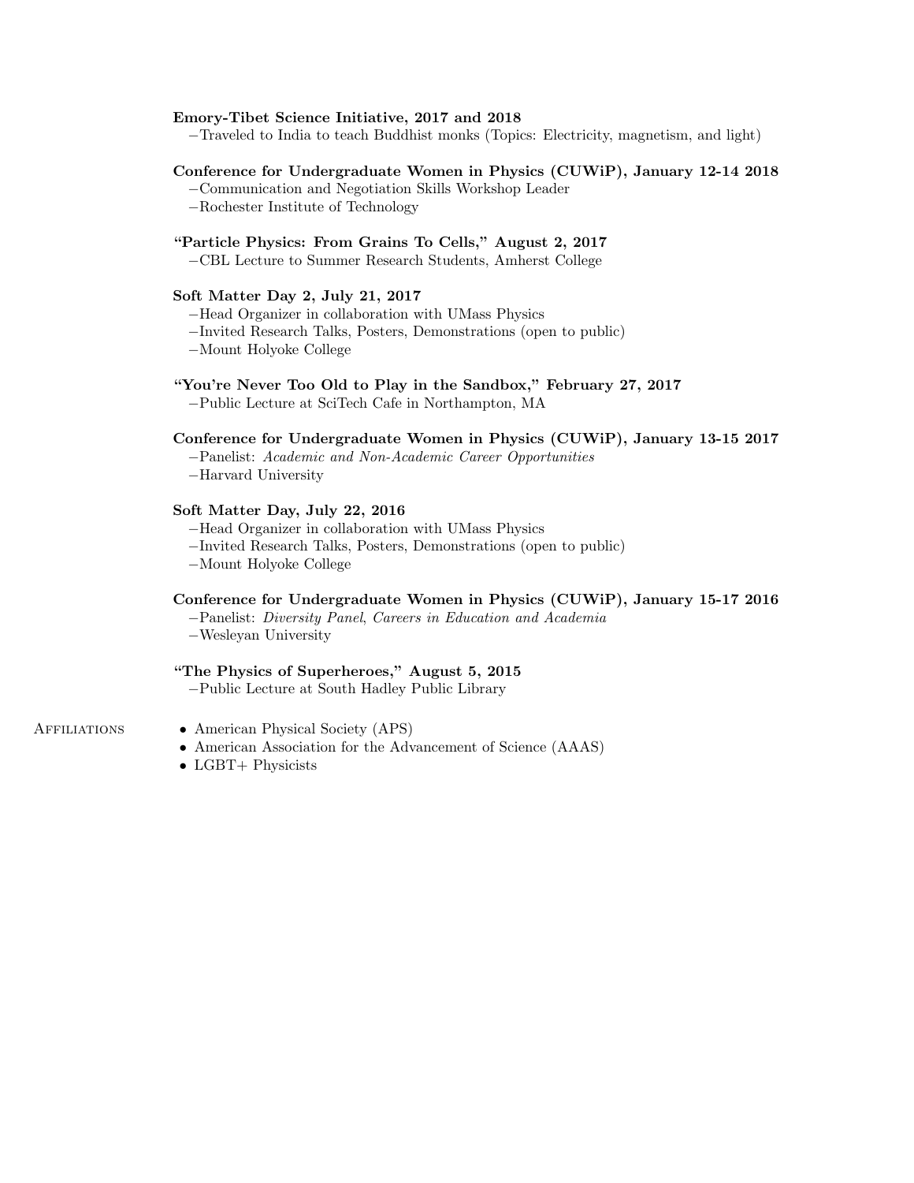**Emory-Tibet Science Initiative, 2017 and 2018**
−Traveled to India to teach Buddhist monks (Topics: Electricity, magnetism, and light)

**Conference for Undergraduate Women in Physics (CUWiP), January 12-14 2018**
−Communication and Negotiation Skills Workshop Leader
−Rochester Institute of Technology

**"Particle Physics: From Grains To Cells," August 2, 2017**
−CBL Lecture to Summer Research Students, Amherst College

**Soft Matter Day 2, July 21, 2017**
−Head Organizer in collaboration with UMass Physics
−Invited Research Talks, Posters, Demonstrations (open to public)
−Mount Holyoke College

**"You're Never Too Old to Play in the Sandbox," February 27, 2017**
−Public Lecture at SciTech Cafe in Northampton, MA

**Conference for Undergraduate Women in Physics (CUWiP), January 13-15 2017**
−Panelist: *Academic and Non-Academic Career Opportunities*
−Harvard University

**Soft Matter Day, July 22, 2016**
−Head Organizer in collaboration with UMass Physics
−Invited Research Talks, Posters, Demonstrations (open to public)
−Mount Holyoke College

**Conference for Undergraduate Women in Physics (CUWiP), January 15-17 2016**
−Panelist: *Diversity Panel*, *Careers in Education and Academia*
−Wesleyan University

**"The Physics of Superheroes," August 5, 2015**
−Public Lecture at South Hadley Public Library

## Affiliations

- American Physical Society (APS)
- American Association for the Advancement of Science (AAAS)
- LGBT+ Physicists